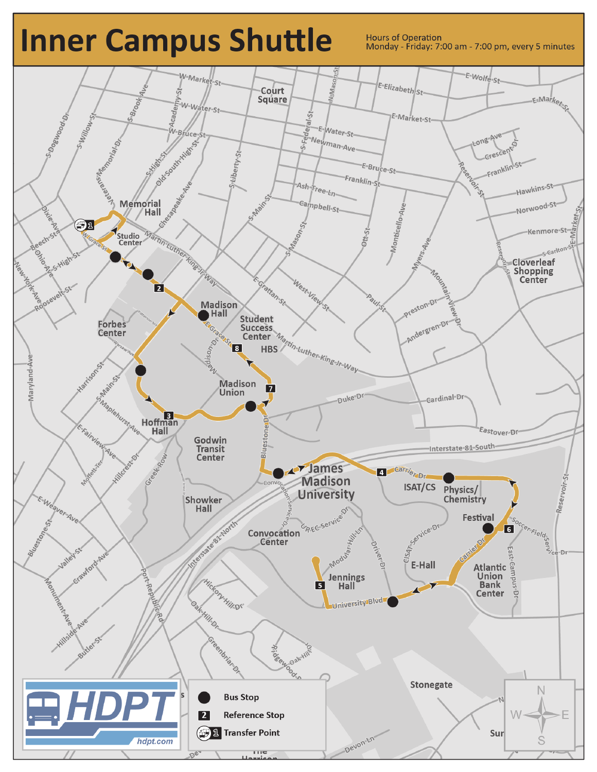# Inner Campus Shuttle

Hours of Operation
Monday - Friday: 7:00 am - 7:00 pm, every 5 minutes

Memorial Hall

Studio Center

Madison Hall

Student Success Center

HBS

Forbes Center

Madison Union

Hoffman Hall

Godwin Transit Center

Showker Hall

James Madison University

ISAT/CS

Physics/ Chemistry

Festival

Convocation Center

Jennings Hall

E-Hall

Atlantic Union Bank Center

Court Square

Cloverleaf Shopping Center

Stonegate

HDPT
hdpt.com

| Symbol | Meaning |
| --- | --- |
| ● | Bus Stop |
| 2 | Reference Stop |
| 1 | Transfer Point |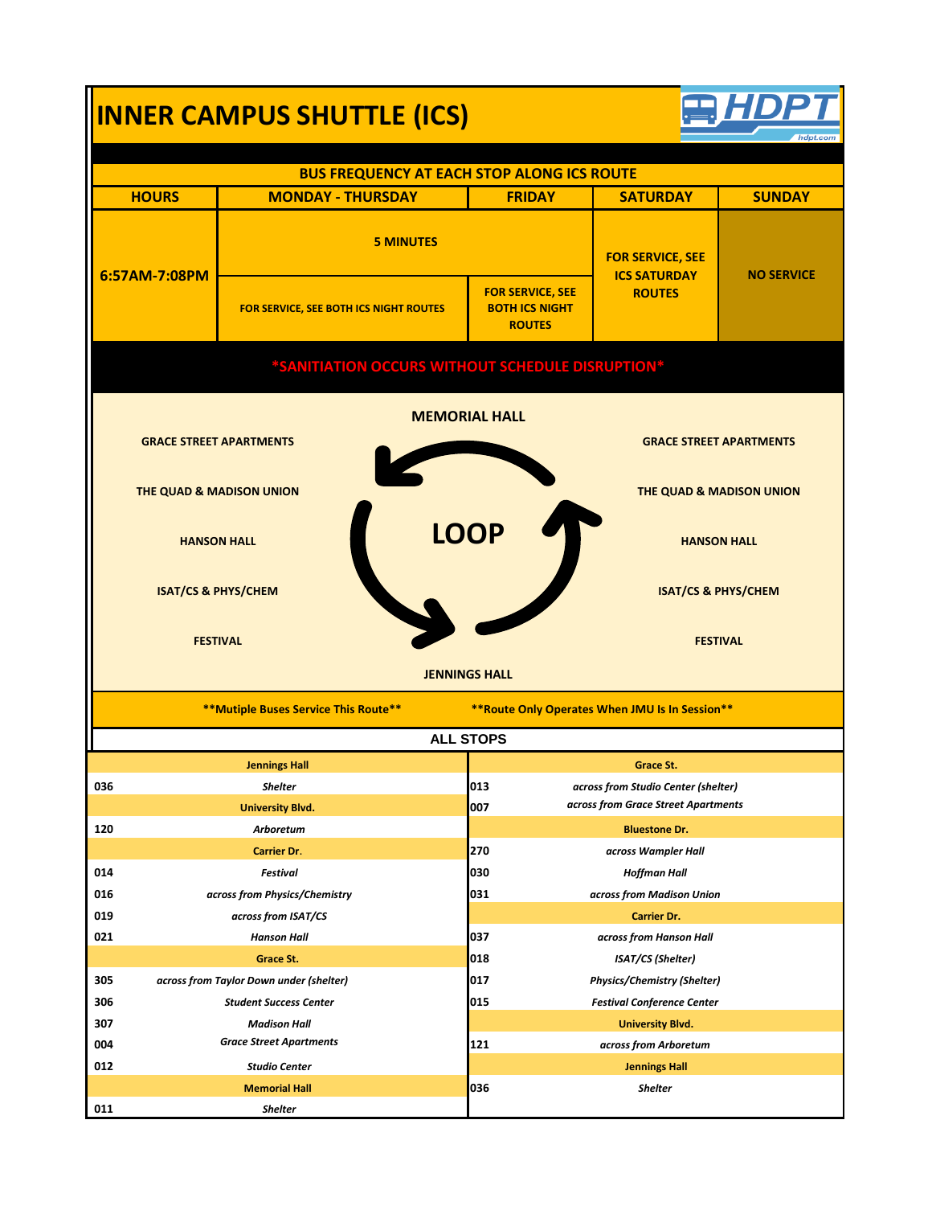# INNER CAMPUS SHUTTLE (ICS)

HDPT
hdpt.com

| BUS FREQUENCY AT EACH STOP ALONG ICS ROUTE | | | | |
|---|---|---|---|---|
| **HOURS** | **MONDAY - THURSDAY** | **FRIDAY** | **SATURDAY** | **SUNDAY** |
| 6:57AM-7:08PM | 5 MINUTES | 5 MINUTES | FOR SERVICE, SEE ICS SATURDAY ROUTES | NO SERVICE |
| | FOR SERVICE, SEE BOTH ICS NIGHT ROUTES | FOR SERVICE, SEE BOTH ICS NIGHT ROUTES | | |

***SANITIATION OCCURS WITHOUT SCHEDULE DISRUPTION***

MEMORIAL HALL

GRACE STREET APARTMENTS

THE QUAD & MADISON UNION

HANSON HALL

ISAT/CS & PHYS/CHEM

FESTIVAL

LOOP

GRACE STREET APARTMENTS

THE QUAD & MADISON UNION

HANSON HALL

ISAT/CS & PHYS/CHEM

FESTIVAL

JENNINGS HALL

****Mutiple Buses Service This Route****

****Route Only Operates When JMU Is In Session****

## ALL STOPS

| | | | |
|---|---|---|---|
| | **Jennings Hall** | | **Grace St.** |
| 036 | *Shelter* | 013 | *across from Studio Center (shelter)* |
| | **University Blvd.** | 007 | *across from Grace Street Apartments* |
| 120 | *Arboretum* | | **Bluestone Dr.** |
| | **Carrier Dr.** | 270 | *across Wampler Hall* |
| 014 | *Festival* | 030 | *Hoffman Hall* |
| 016 | *across from Physics/Chemistry* | 031 | *across from Madison Union* |
| 019 | *across from ISAT/CS* | | **Carrier Dr.** |
| 021 | *Hanson Hall* | 037 | *across from Hanson Hall* |
| | **Grace St.** | 018 | *ISAT/CS (Shelter)* |
| 305 | *across from Taylor Down under (shelter)* | 017 | *Physics/Chemistry (Shelter)* |
| 306 | *Student Success Center* | 015 | *Festival Conference Center* |
| 307 | *Madison Hall* | | **University Blvd.** |
| 004 | *Grace Street Apartments* | 121 | *across from Arboretum* |
| 012 | *Studio Center* | | **Jennings Hall** |
| | **Memorial Hall** | 036 | *Shelter* |
| 011 | *Shelter* | | |